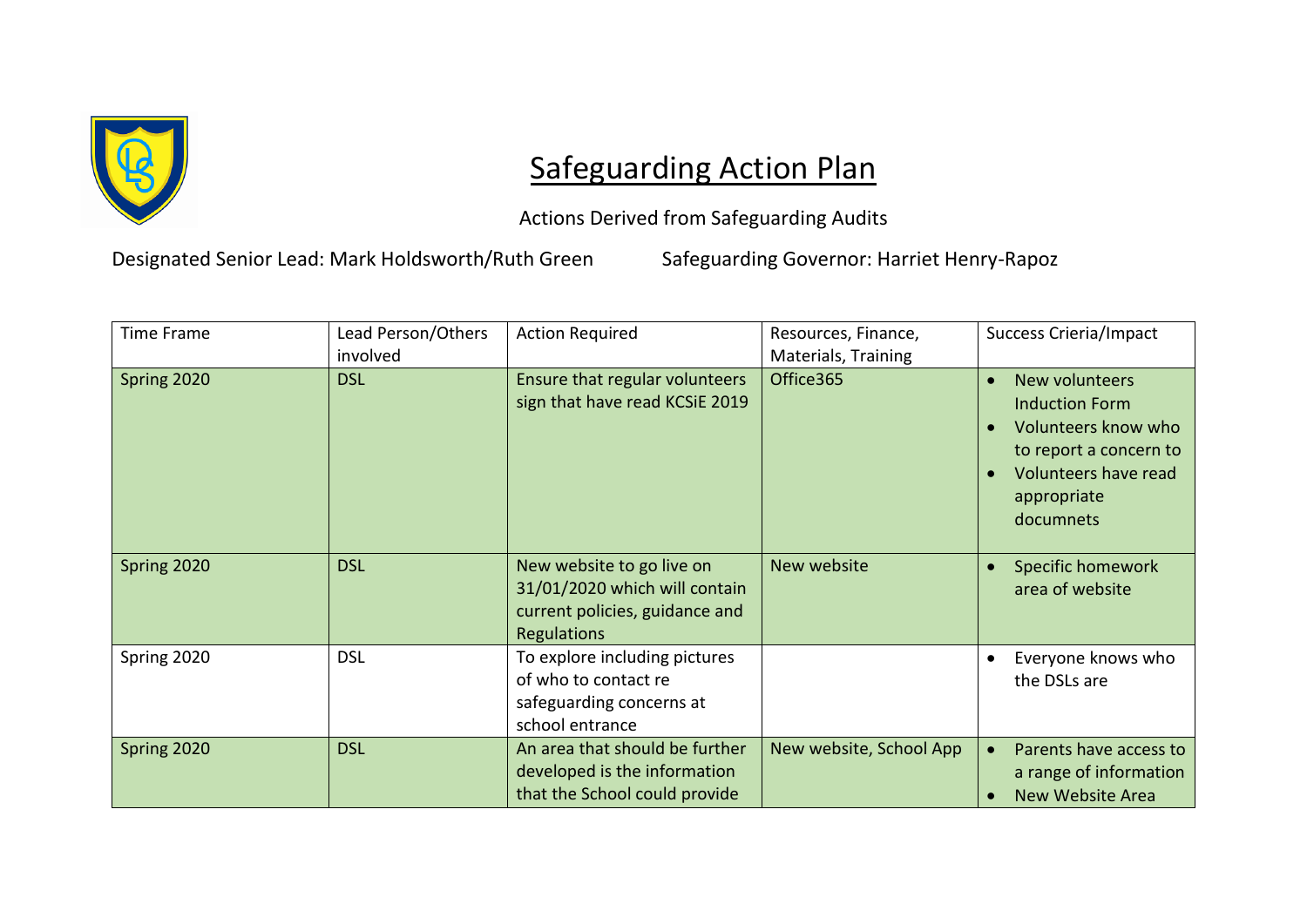# Safeguarding Action Plan

Actions Derived from Safeguarding Audits

Designated Senior Lead: Mark Holdsworth/Ruth Green Safeguarding Governor: Harriet Henry-Rapoz

| Time Frame | Lead Person/Others involved | Action Required | Resources, Finance, Materials, Training | Success Crieria/Impact |
|---|---|---|---|---|
| Spring 2020 | DSL | Ensure that regular volunteers sign that have read KCSiE 2019 | Office365 | • New volunteers Induction Form<br>• Volunteers know who to report a concern to<br>• Volunteers have read appropriate documnets |
| Spring 2020 | DSL | New website to go live on 31/01/2020 which will contain current policies, guidance and Regulations | New website | • Specific homework area of website |
| Spring 2020 | DSL | To explore including pictures of who to contact re safeguarding concerns at school entrance | | • Everyone knows who the DSLs are |
| Spring 2020 | DSL | An area that should be further developed is the information that the School could provide | New website, School App | • Parents have access to a range of information<br>• New Website Area |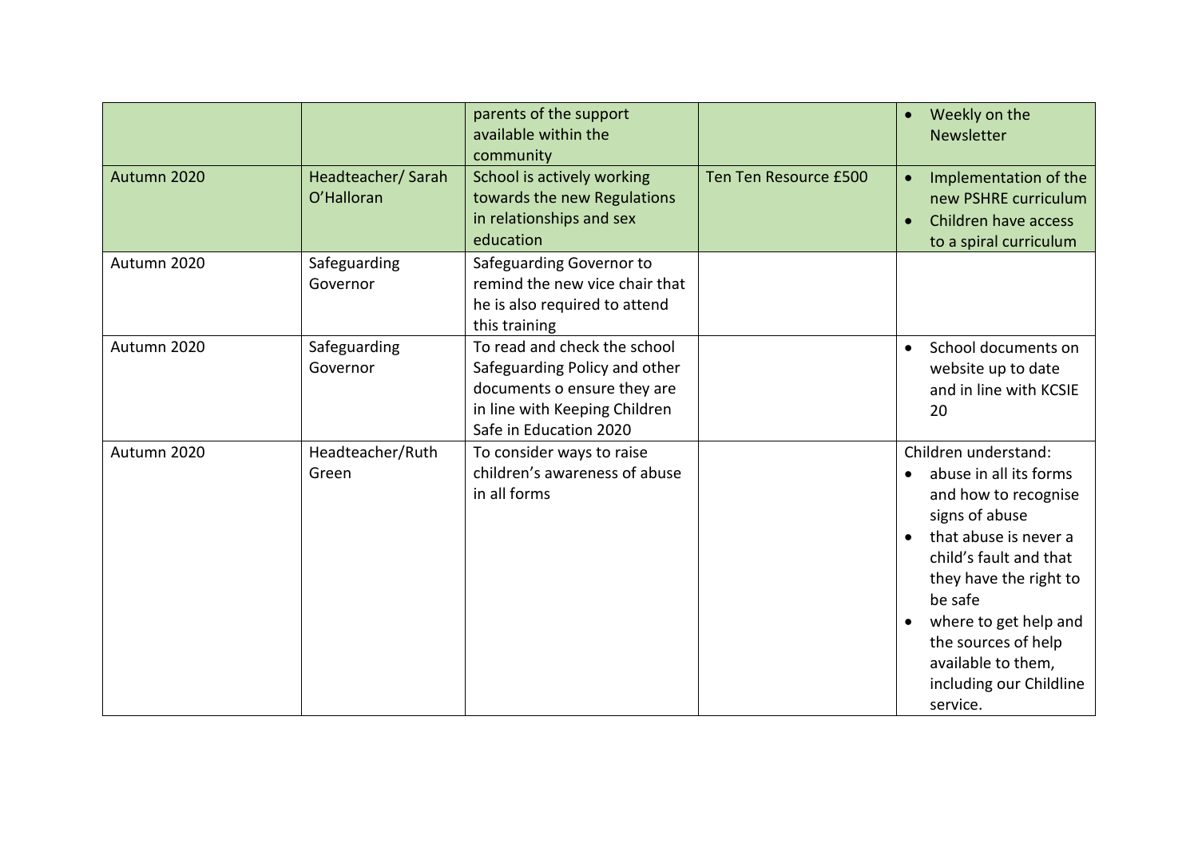| | | | | |
|---|---|---|---|---|
| | | parents of the support available within the community | | • Weekly on the Newsletter |
| Autumn 2020 | Headteacher/ Sarah O'Halloran | School is actively working towards the new Regulations in relationships and sex education | Ten Ten Resource £500 | • Implementation of the new PSHRE curriculum<br>• Children have access to a spiral curriculum |
| Autumn 2020 | Safeguarding Governor | Safeguarding Governor to remind the new vice chair that he is also required to attend this training | | |
| Autumn 2020 | Safeguarding Governor | To read and check the school Safeguarding Policy and other documents o ensure they are in line with Keeping Children Safe in Education 2020 | | • School documents on website up to date and in line with KCSIE 20 |
| Autumn 2020 | Headteacher/Ruth Green | To consider ways to raise children's awareness of abuse in all forms | | Children understand:<br>• abuse in all its forms and how to recognise signs of abuse<br>• that abuse is never a child's fault and that they have the right to be safe<br>• where to get help and the sources of help available to them, including our Childline service. |